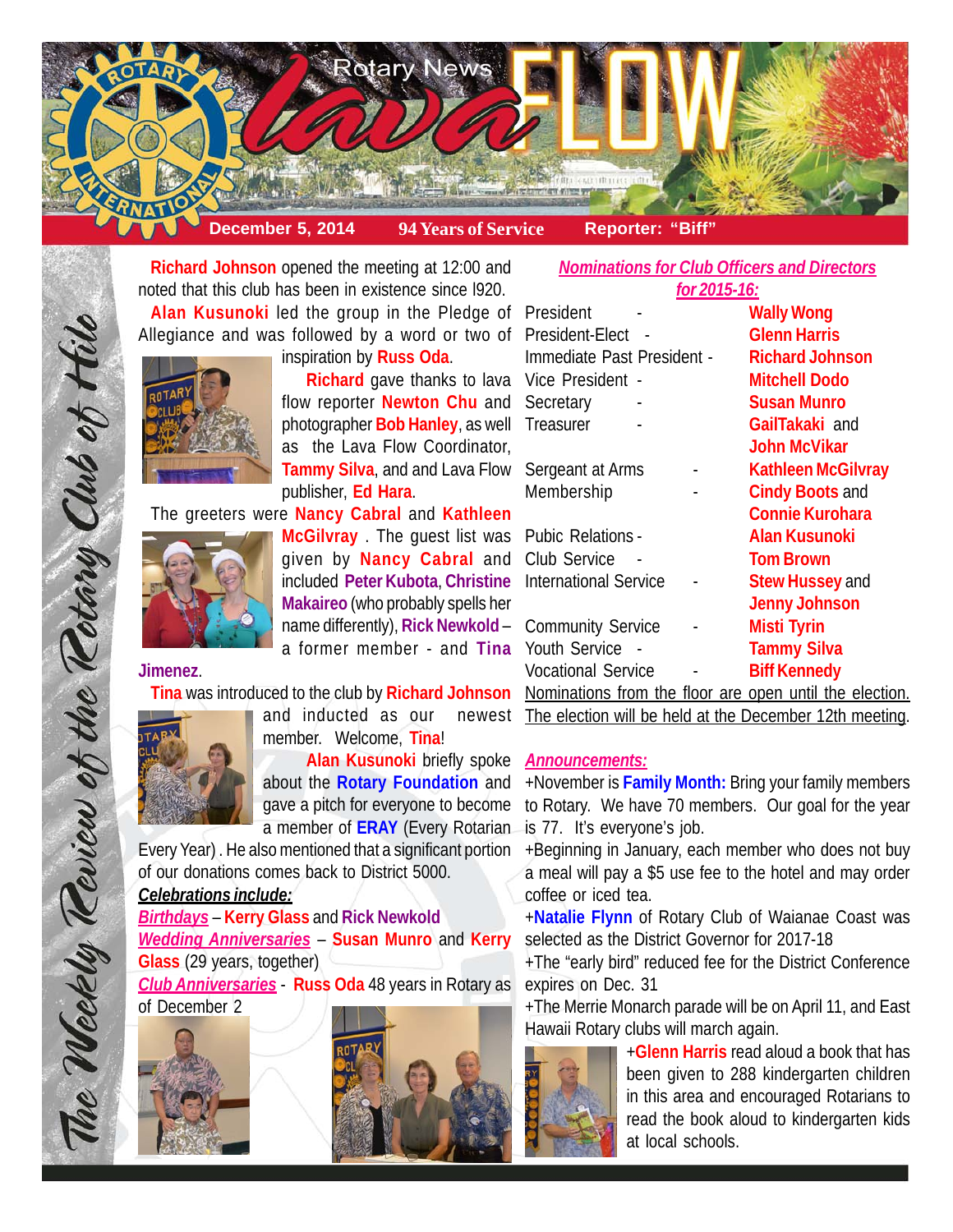# Rotary News *lava* FLOW

**December 5, 2014** | **94 Years of Service** | **Reporter: "Biff"**

*The Weekly Review of the Rotary Club of Hilo*

**Richard Johnson** opened the meeting at 12:00 and noted that this club has been in existence since l920.

**Alan Kusunoki** led the group in the Pledge of Allegiance and was followed by a word or two of inspiration by **Russ Oda**.

**Richard** gave thanks to lava flow reporter **Newton Chu** and photographer **Bob Hanley**, as well as the Lava Flow Coordinator, **Tammy Silva**, and and Lava Flow publisher, **Ed Hara**.

The greeters were **Nancy Cabral** and **Kathleen McGilvray** . The guest list was given by **Nancy Cabral** and included **Peter Kubota**, **Christine Makaireo** (who probably spells her name differently), **Rick Newkold** – a former member - and **Tina Jimenez**.

**Tina** was introduced to the club by **Richard Johnson** and inducted as our newest member. Welcome, **Tina**!

**Alan Kusunoki** briefly spoke about the **Rotary Foundation** and gave a pitch for everyone to become a member of **ERAY** (Every Rotarian Every Year) . He also mentioned that a significant portion of our donations comes back to District 5000.

***Celebrations include:***

*Birthdays* – **Kerry Glass** and **Rick Newkold**

*Wedding Anniversaries* – **Susan Munro** and **Kerry Glass** (29 years, together)

*Club Anniversaries* - **Russ Oda** 48 years in Rotary as of December 2

## *Nominations for Club Officers and Directors for 2015-16:*

| | |
|---|---|
| President - | **Wally Wong** |
| President-Elect - | **Glenn Harris** |
| Immediate Past President - | **Richard Johnson** |
| Vice President - | **Mitchell Dodo** |
| Secretary - | **Susan Munro** |
| Treasurer - | **GailTakaki** and **John McVikar** |
| Sergeant at Arms - | **Kathleen McGilvray** |
| Membership - | **Cindy Boots** and **Connie Kurohara** |
| Pubic Relations - | **Alan Kusunoki** |
| Club Service - | **Tom Brown** |
| International Service - | **Stew Hussey** and **Jenny Johnson** |
| Community Service - | **Misti Tyrin** |
| Youth Service - | **Tammy Silva** |
| Vocational Service - | **Biff Kennedy** |

Nominations from the floor are open until the election. The election will be held at the December 12th meeting.

## *Announcements:*

+November is **Family Month:** Bring your family members to Rotary. We have 70 members. Our goal for the year is 77. It's everyone's job.

+Beginning in January, each member who does not buy a meal will pay a $5 use fee to the hotel and may order coffee or iced tea.

+**Natalie Flynn** of Rotary Club of Waianae Coast was selected as the District Governor for 2017-18

+The "early bird" reduced fee for the District Conference expires on Dec. 31

+The Merrie Monarch parade will be on April 11, and East Hawaii Rotary clubs will march again.

+**Glenn Harris** read aloud a book that has been given to 288 kindergarten children in this area and encouraged Rotarians to read the book aloud to kindergarten kids at local schools.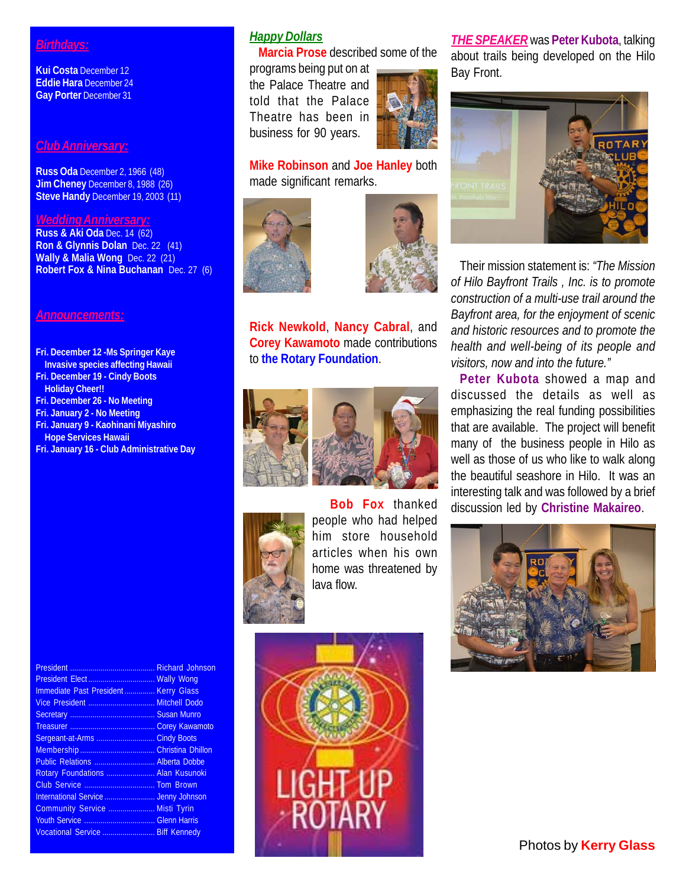## Birthdays:

**Kui Costa** December 12
**Eddie Hara** December 24
**Gay Porter** December 31

## Club Anniversary:

**Russ Oda** December 2, 1966 (48)
**Jim Cheney** December 8, 1988 (26)
**Steve Handy** December 19, 2003 (11)

## Wedding Anniversary:

**Russ & Aki Oda** Dec. 14 (62)
**Ron & Glynnis Dolan** Dec. 22 (41)
**Wally & Malia Wong** Dec. 22 (21)
**Robert Fox & Nina Buchanan** Dec. 27 (6)

## Announcements:

**Fri. December 12 -Ms Springer Kaye**
**Invasive species affecting Hawaii**
**Fri. December 19 - Cindy Boots**
**Holiday Cheer!!**
**Fri. December 26 - No Meeting**
**Fri. January 2 - No Meeting**
**Fri. January 9 - Kaohinani Miyashiro**
**Hope Services Hawaii**
**Fri. January 16 - Club Administrative Day**

| | |
|---|---|
| President | Richard Johnson |
| President Elect | Wally Wong |
| Immediate Past President | Kerry Glass |
| Vice President | Mitchell Dodo |
| Secretary | Susan Munro |
| Treasurer | Corey Kawamoto |
| Sergeant-at-Arms | Cindy Boots |
| Membership | Christina Dhillon |
| Public Relations | Alberta Dobbe |
| Rotary Foundations | Alan Kusunoki |
| Club Service | Tom Brown |
| International Service | Jenny Johnson |
| Community Service | Misti Tyrin |
| Youth Service | Glenn Harris |
| Vocational Service | Biff Kennedy |

## Happy Dollars

**Marcia Prose** described some of the programs being put on at the Palace Theatre and told that the Palace Theatre has been in business for 90 years.

**Mike Robinson** and **Joe Hanley** both made significant remarks.

**Rick Newkold**, **Nancy Cabral**, and **Corey Kawamoto** made contributions to **the Rotary Foundation**.

**Bob Fox** thanked people who had helped him store household articles when his own home was threatened by lava flow.

LIGHT UP ROTARY

**THE SPEAKER** was **Peter Kubota**, talking about trails being developed on the Hilo Bay Front.

Their mission statement is: *"The Mission of Hilo Bayfront Trails , Inc. is to promote construction of a multi-use trail around the Bayfront area, for the enjoyment of scenic and historic resources and to promote the health and well-being of its people and visitors, now and into the future."*

**Peter Kubota** showed a map and discussed the details as well as emphasizing the real funding possibilities that are available. The project will benefit many of the business people in Hilo as well as those of us who like to walk along the beautiful seashore in Hilo. It was an interesting talk and was followed by a brief discussion led by **Christine Makaireo**.

Photos by **Kerry Glass**